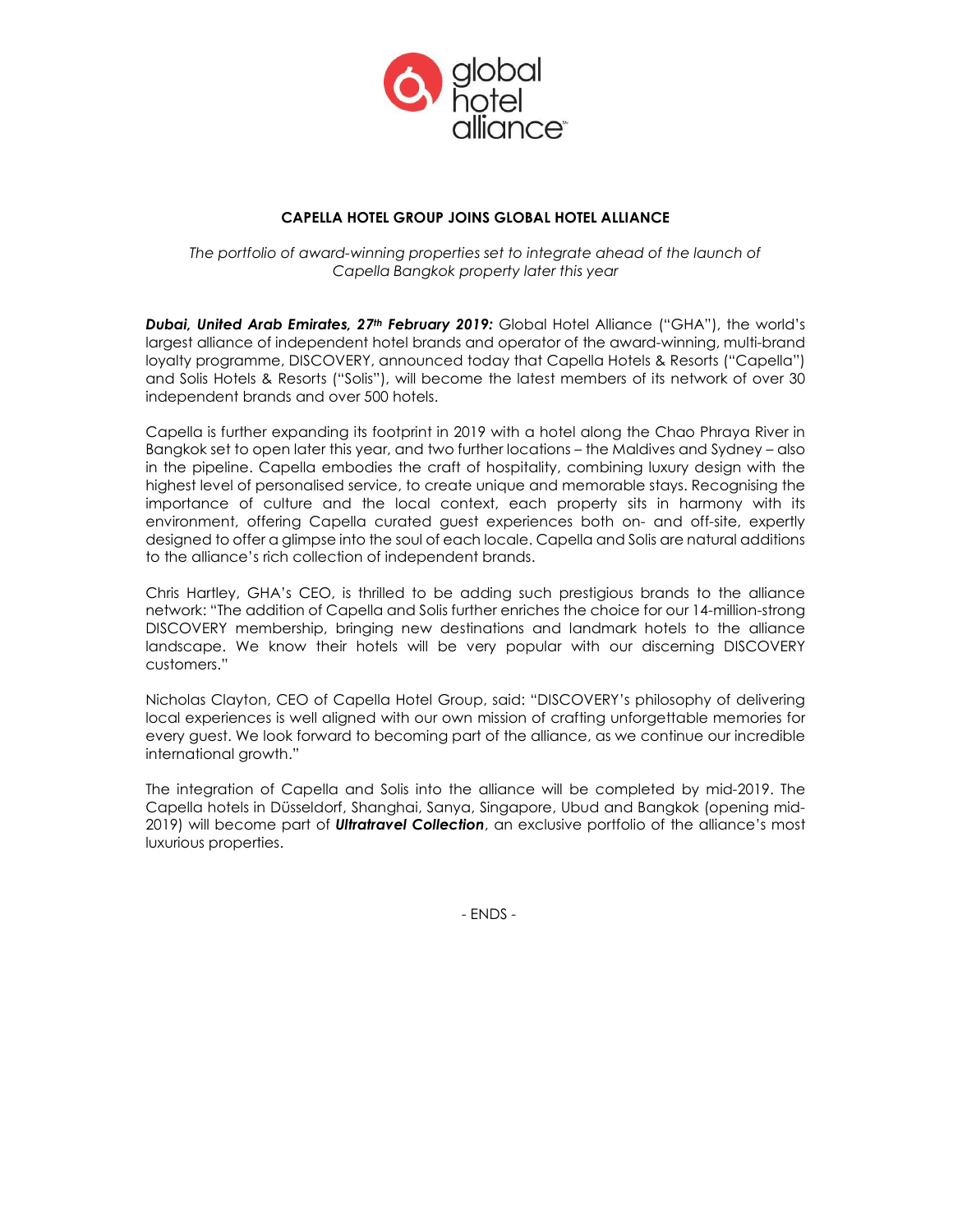# CAPELLA HOTEL GROUP JOINS GLOBAL HOTEL ALLIANCE

*The portfolio of award-winning properties set to integrate ahead of the launch of Capella Bangkok property later this year*

***Dubai, United Arab Emirates, 27th February 2019:*** Global Hotel Alliance ("GHA"), the world's largest alliance of independent hotel brands and operator of the award-winning, multi-brand loyalty programme, DISCOVERY, announced today that Capella Hotels & Resorts ("Capella") and Solis Hotels & Resorts ("Solis"), will become the latest members of its network of over 30 independent brands and over 500 hotels.

Capella is further expanding its footprint in 2019 with a hotel along the Chao Phraya River in Bangkok set to open later this year, and two further locations – the Maldives and Sydney – also in the pipeline. Capella embodies the craft of hospitality, combining luxury design with the highest level of personalised service, to create unique and memorable stays. Recognising the importance of culture and the local context, each property sits in harmony with its environment, offering Capella curated guest experiences both on- and off-site, expertly designed to offer a glimpse into the soul of each locale. Capella and Solis are natural additions to the alliance's rich collection of independent brands.

Chris Hartley, GHA's CEO, is thrilled to be adding such prestigious brands to the alliance network: "The addition of Capella and Solis further enriches the choice for our 14-million-strong DISCOVERY membership, bringing new destinations and landmark hotels to the alliance landscape. We know their hotels will be very popular with our discerning DISCOVERY customers."

Nicholas Clayton, CEO of Capella Hotel Group, said: "DISCOVERY's philosophy of delivering local experiences is well aligned with our own mission of crafting unforgettable memories for every guest. We look forward to becoming part of the alliance, as we continue our incredible international growth."

The integration of Capella and Solis into the alliance will be completed by mid-2019. The Capella hotels in Düsseldorf, Shanghai, Sanya, Singapore, Ubud and Bangkok (opening mid-2019) will become part of ***Ultratravel Collection***, an exclusive portfolio of the alliance's most luxurious properties.

- ENDS -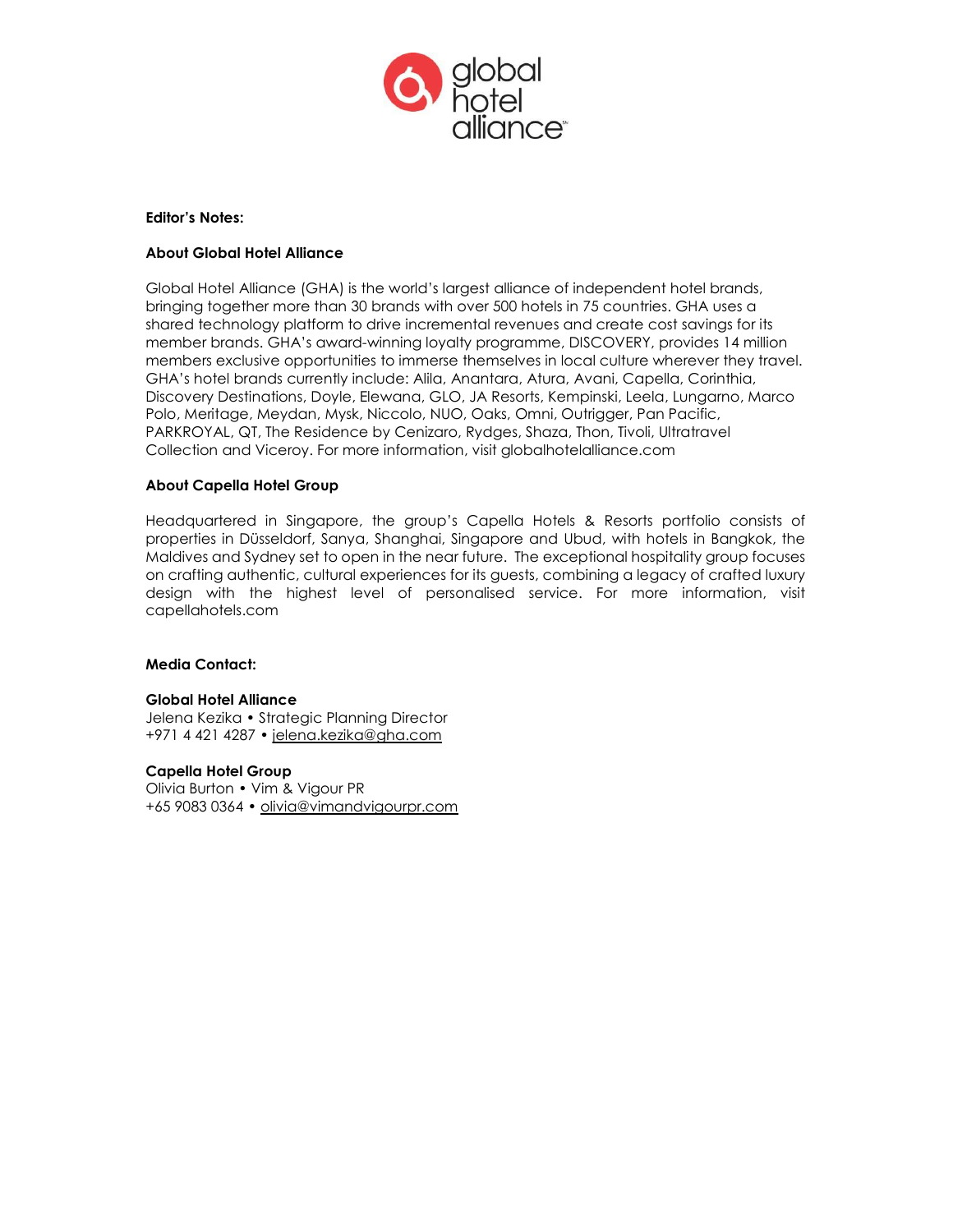**Editor's Notes:**

**About Global Hotel Alliance**

Global Hotel Alliance (GHA) is the world's largest alliance of independent hotel brands, bringing together more than 30 brands with over 500 hotels in 75 countries. GHA uses a shared technology platform to drive incremental revenues and create cost savings for its member brands. GHA's award-winning loyalty programme, DISCOVERY, provides 14 million members exclusive opportunities to immerse themselves in local culture wherever they travel. GHA's hotel brands currently include: Alila, Anantara, Atura, Avani, Capella, Corinthia, Discovery Destinations, Doyle, Elewana, GLO, JA Resorts, Kempinski, Leela, Lungarno, Marco Polo, Meritage, Meydan, Mysk, Niccolo, NUO, Oaks, Omni, Outrigger, Pan Pacific, PARKROYAL, QT, The Residence by Cenizaro, Rydges, Shaza, Thon, Tivoli, Ultratravel Collection and Viceroy. For more information, visit globalhotelalliance.com

**About Capella Hotel Group**

Headquartered in Singapore, the group's Capella Hotels & Resorts portfolio consists of properties in Düsseldorf, Sanya, Shanghai, Singapore and Ubud, with hotels in Bangkok, the Maldives and Sydney set to open in the near future. The exceptional hospitality group focuses on crafting authentic, cultural experiences for its guests, combining a legacy of crafted luxury design with the highest level of personalised service. For more information, visit capellahotels.com

**Media Contact:**

**Global Hotel Alliance**
Jelena Kezika • Strategic Planning Director
+971 4 421 4287 • jelena.kezika@gha.com

**Capella Hotel Group**
Olivia Burton • Vim & Vigour PR
+65 9083 0364 • olivia@vimandvigourpr.com